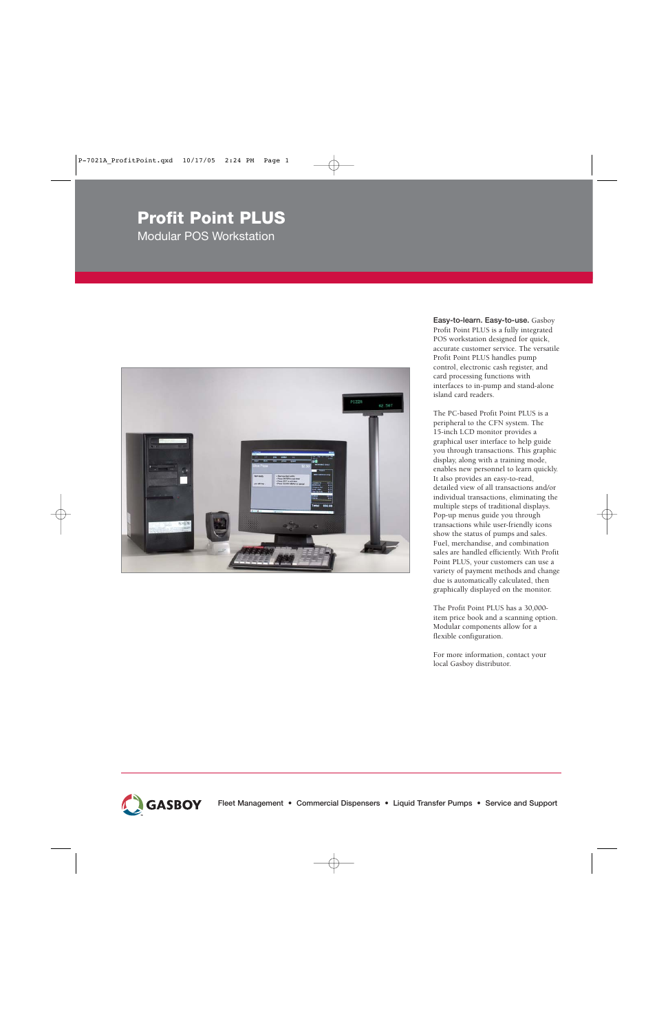# Profit Point PLUS

## Modular POS Workstation

**Easy-to-learn. Easy-to-use.** Gasboy Profit Point PLUS is a fully integrated POS workstation designed for quick, accurate customer service. The versatile Profit Point PLUS handles pump control, electronic cash register, and card processing functions with interfaces to in-pump and stand-alone island card readers.

The PC-based Profit Point PLUS is a peripheral to the CFN system. The 15-inch LCD monitor provides a graphical user interface to help guide you through transactions. This graphic display, along with a training mode, enables new personnel to learn quickly. It also provides an easy-to-read, detailed view of all transactions and/or individual transactions, eliminating the multiple steps of traditional displays. Pop-up menus guide you through transactions while user-friendly icons show the status of pumps and sales. Fuel, merchandise, and combination sales are handled efficiently. With Profit Point PLUS, your customers can use a variety of payment methods and change due is automatically calculated, then graphically displayed on the monitor.

The Profit Point PLUS has a 30,000-item price book and a scanning option. Modular components allow for a flexible configuration.

For more information, contact your local Gasboy distributor.

GASBOY — Fleet Management • Commercial Dispensers • Liquid Transfer Pumps • Service and Support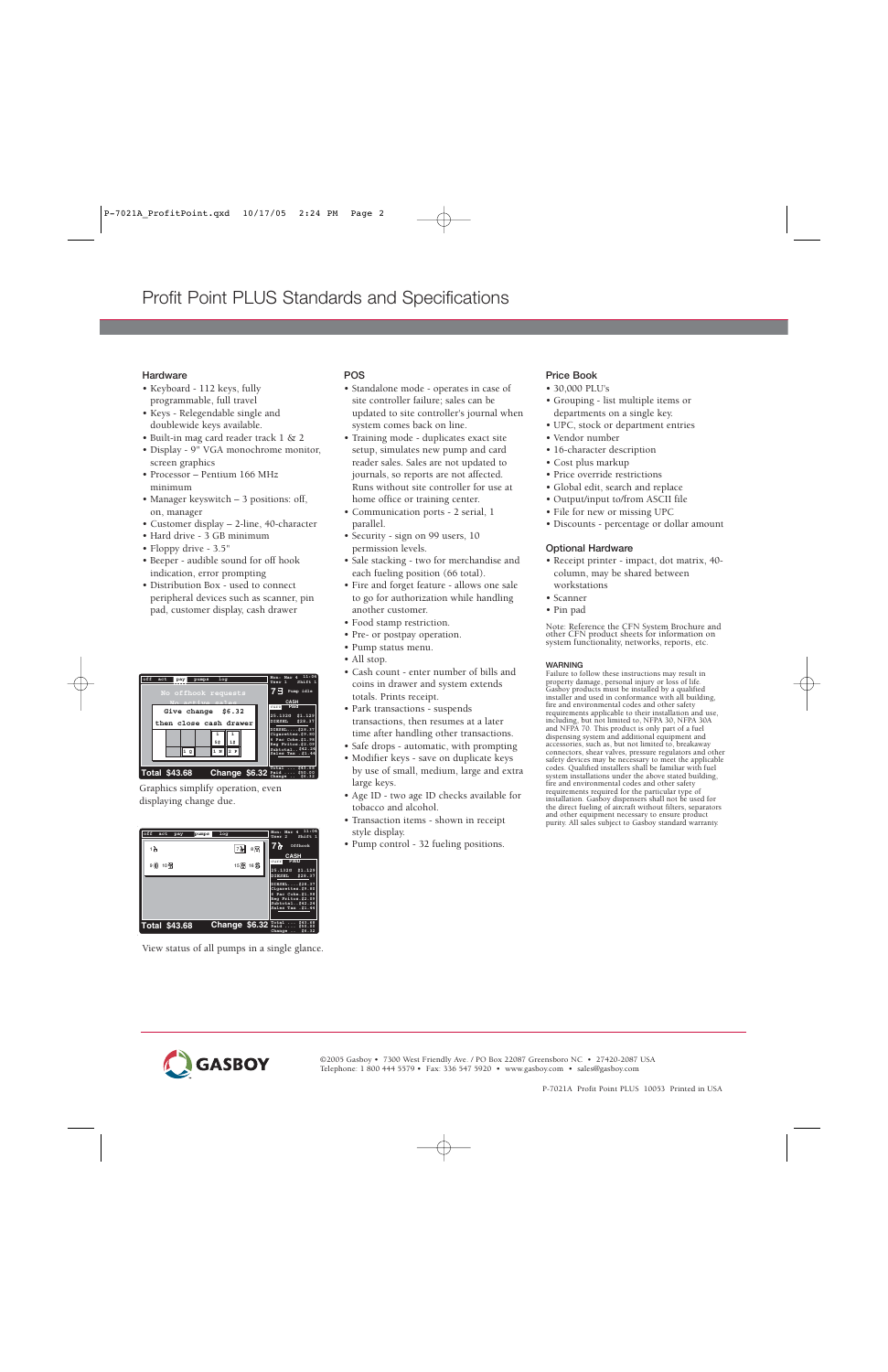# Profit Point PLUS Standards and Specifications

### Hardware

- Keyboard - 112 keys, fully programmable, full travel
- Keys - Relegendable single and doublewide keys available.
- Built-in mag card reader track 1 & 2
- Display - 9" VGA monochrome monitor, screen graphics
- Processor – Pentium 166 MHz minimum
- Manager keyswitch – 3 positions: off, on, manager
- Customer display – 2-line, 40-character
- Hard drive - 3 GB minimum
- Floppy drive - 3.5"
- Beeper - audible sound for off hook indication, error prompting
- Distribution Box - used to connect peripheral devices such as scanner, pin pad, customer display, cash drawer

Graphics simplify operation, even displaying change due.

View status of all pumps in a single glance.

### POS

- Standalone mode - operates in case of site controller failure; sales can be updated to site controller's journal when system comes back on line.
- Training mode - duplicates exact site setup, simulates new pump and card reader sales. Sales are not updated to journals, so reports are not affected. Runs without site controller for use at home office or training center.
- Communication ports - 2 serial, 1 parallel.
- Security - sign on 99 users, 10 permission levels.
- Sale stacking - two for merchandise and each fueling position (66 total).
- Fire and forget feature - allows one sale to go for authorization while handling another customer.
- Food stamp restriction.
- Pre- or postpay operation.
- Pump status menu.
- All stop.
- Cash count - enter number of bills and coins in drawer and system extends totals. Prints receipt.
- Park transactions - suspends transactions, then resumes at a later time after handling other transactions.
- Safe drops - automatic, with prompting
- Modifier keys - save on duplicate keys by use of small, medium, large and extra large keys.
- Age ID - two age ID checks available for tobacco and alcohol.
- Transaction items - shown in receipt style display.
- Pump control - 32 fueling positions.

### Price Book

- 30,000 PLU's
- Grouping - list multiple items or departments on a single key.
- UPC, stock or department entries
- Vendor number
- 16-character description
- Cost plus markup
- Price override restrictions
- Global edit, search and replace
- Output/input to/from ASCII file
- File for new or missing UPC
- Discounts - percentage or dollar amount

### Optional Hardware

- Receipt printer - impact, dot matrix, 40-column, may be shared between workstations
- Scanner
- Pin pad

Note: Reference the CFN System Brochure and other CFN product sheets for information on system functionality, networks, reports, etc.

**WARNING**

Failure to follow these instructions may result in property damage, personal injury or loss of life. Gasboy products must be installed by a qualified installer and used in conformance with all building, fire and environmental codes and other safety requirements applicable to their installation and use, including, but not limited to, NFPA 30, NFPA 30A and NFPA 70. This product is only part of a fuel dispensing system and additional equipment and accessories, such as, but not limited to, breakaway connectors, shear valves, pressure regulators and other safety devices may be necessary to meet the applicable codes. Qualified installers shall be familiar with fuel system installations under the above stated building, fire and environmental codes and other safety requirements required for the particular type of installation. Gasboy dispensers shall not be used for the direct fueling of aircraft without filters, separators and other equipment necessary to ensure product purity. All sales subject to Gasboy standard warranty.

GASBOY

©2005 Gasboy • 7300 West Friendly Ave. / PO Box 22087 Greensboro NC • 27420-2087 USA
Telephone: 1 800 444 5579 • Fax: 336 547 5920 • www.gasboy.com • sales@gasboy.com

P-7021A Profit Point PLUS 10053 Printed in USA